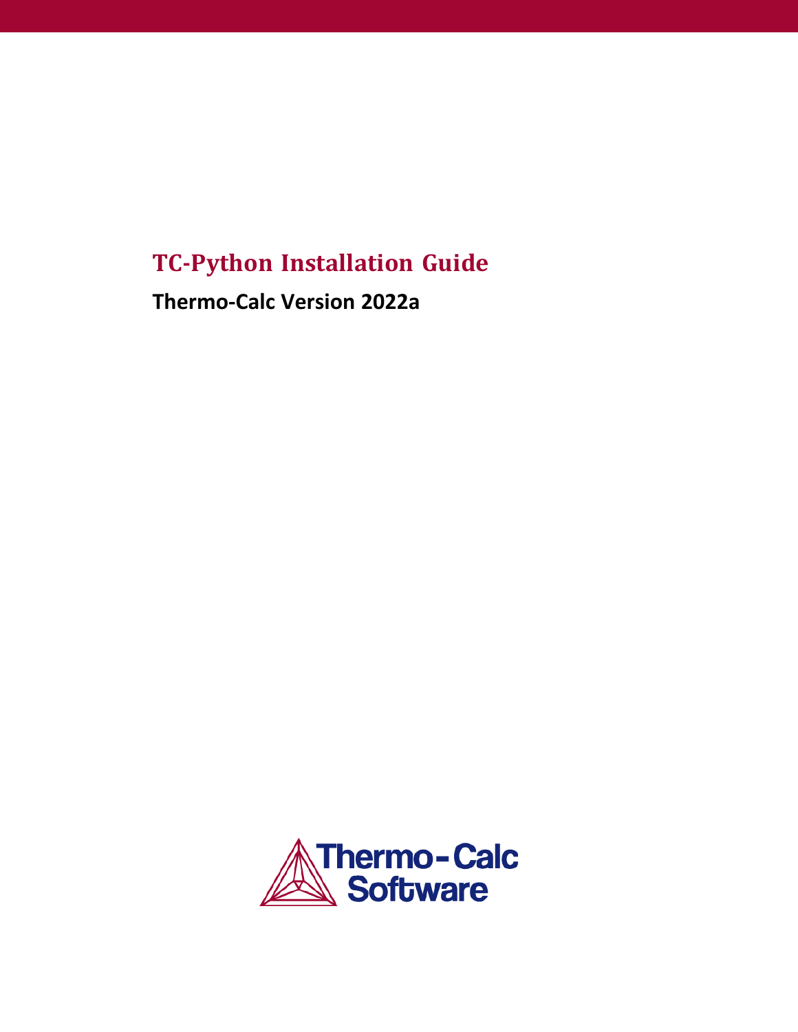# TC-Python Installation Guide

**Thermo-Calc Version 2022a**

Thermo-Calc Software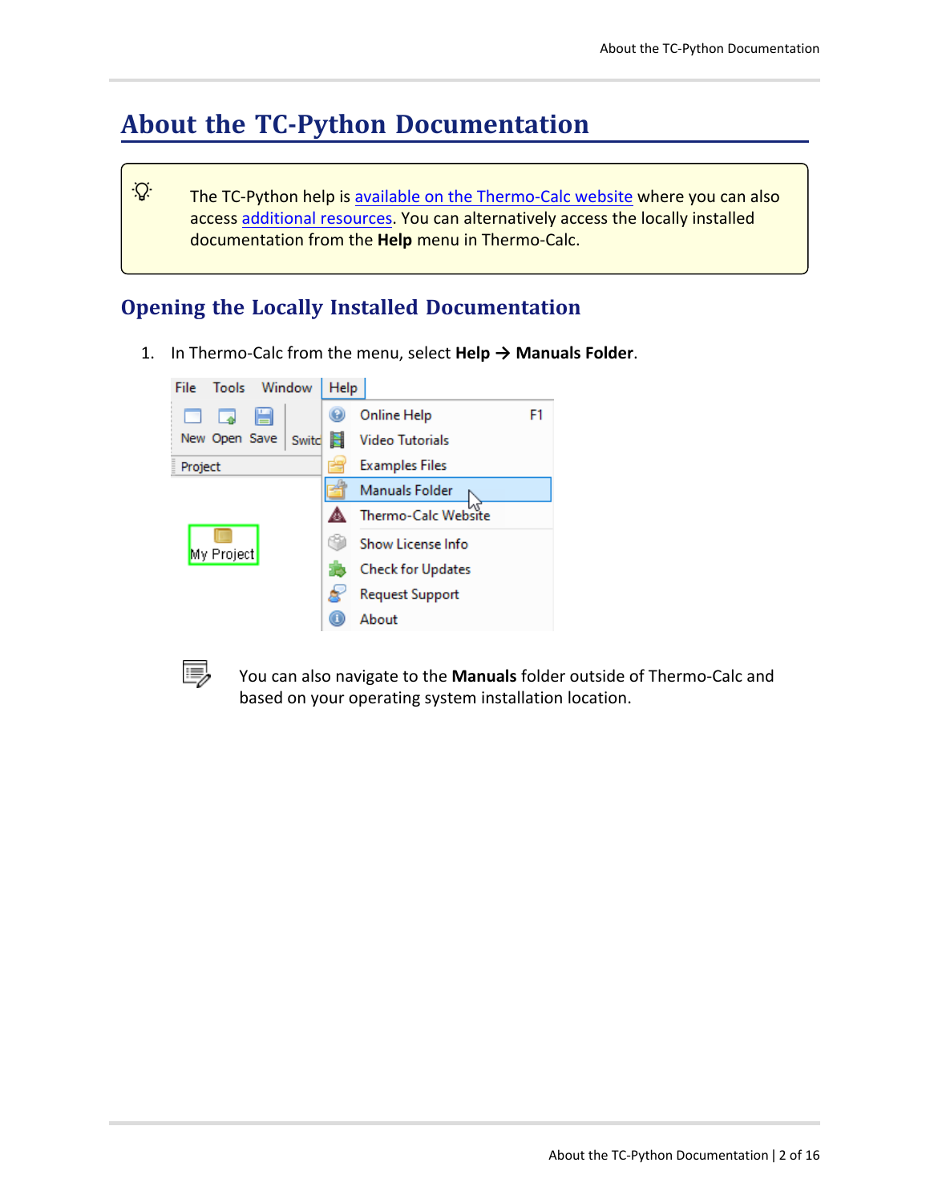# About the TC-Python Documentation

> The TC-Python help is available on the Thermo-Calc website where you can also access additional resources. You can alternatively access the locally installed documentation from the **Help** menu in Thermo-Calc.

## Opening the Locally Installed Documentation

1. In Thermo-Calc from the menu, select **Help → Manuals Folder**.

> You can also navigate to the **Manuals** folder outside of Thermo-Calc and based on your operating system installation location.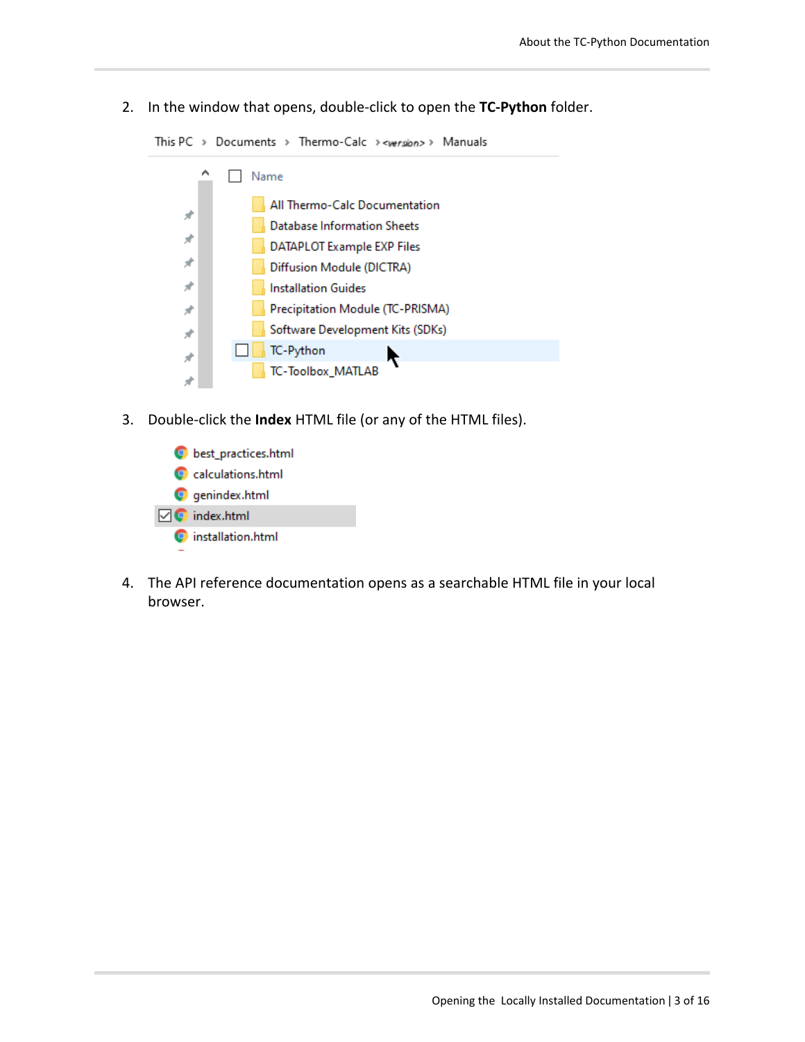2. In the window that opens, double-click to open the **TC-Python** folder.

3. Double-click the **Index** HTML file (or any of the HTML files).

4. The API reference documentation opens as a searchable HTML file in your local browser.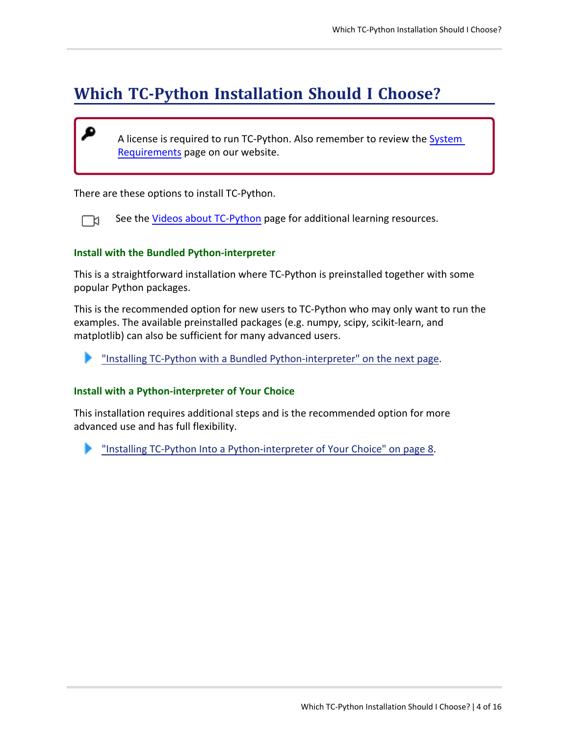# Which TC-Python Installation Should I Choose?

> A license is required to run TC-Python. Also remember to review the System Requirements page on our website.

There are these options to install TC-Python.

See the Videos about TC-Python page for additional learning resources.

### Install with the Bundled Python-interpreter

This is a straightforward installation where TC-Python is preinstalled together with some popular Python packages.

This is the recommended option for new users to TC-Python who may only want to run the examples. The available preinstalled packages (e.g. numpy, scipy, scikit-learn, and matplotlib) can also be sufficient for many advanced users.

- "Installing TC-Python with a Bundled Python-interpreter" on the next page.

### Install with a Python-interpreter of Your Choice

This installation requires additional steps and is the recommended option for more advanced use and has full flexibility.

- "Installing TC-Python Into a Python-interpreter of Your Choice" on page 8.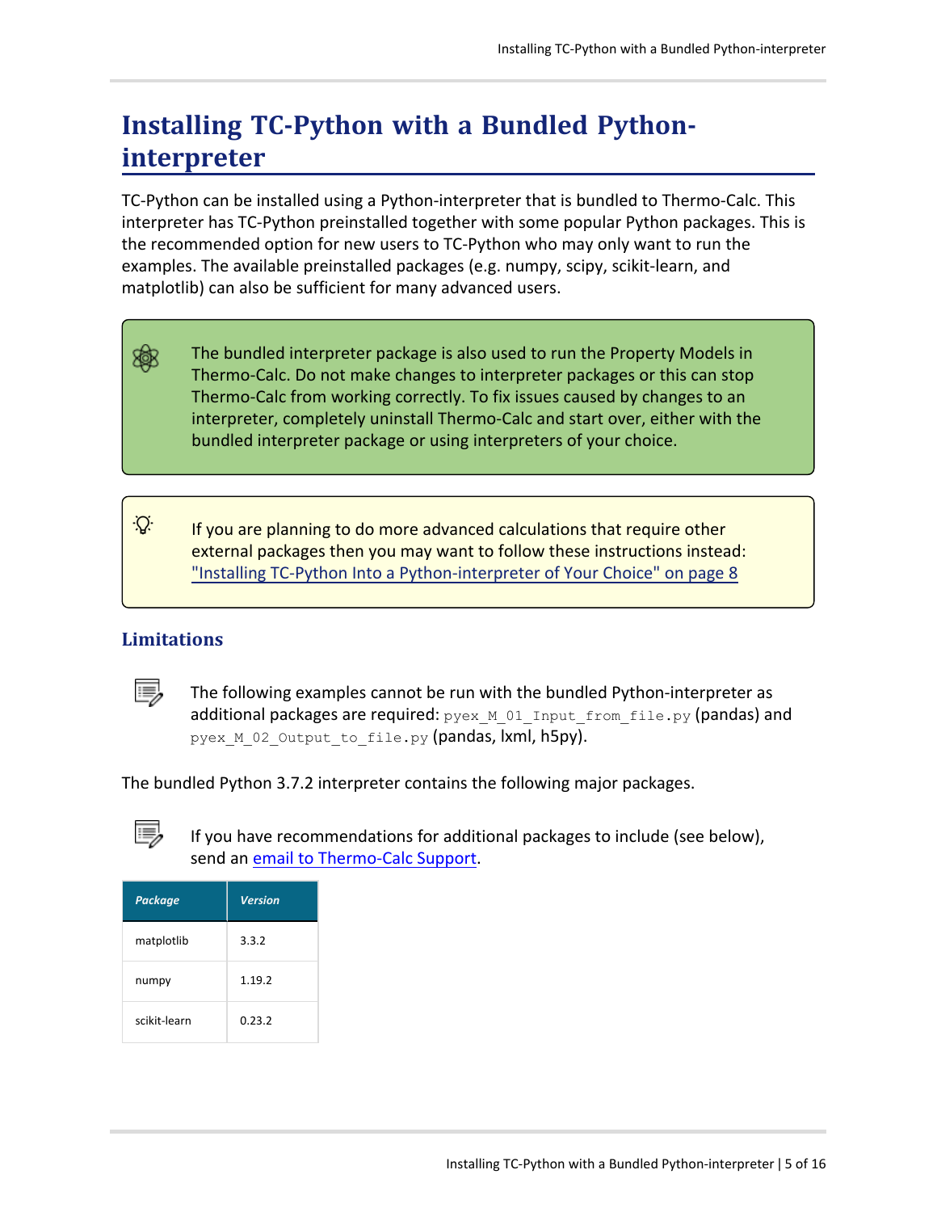# Installing TC-Python with a Bundled Python-interpreter

TC-Python can be installed using a Python-interpreter that is bundled to Thermo-Calc. This interpreter has TC-Python preinstalled together with some popular Python packages. This is the recommended option for new users to TC-Python who may only want to run the examples. The available preinstalled packages (e.g. numpy, scipy, scikit-learn, and matplotlib) can also be sufficient for many advanced users.

> The bundled interpreter package is also used to run the Property Models in Thermo-Calc. Do not make changes to interpreter packages or this can stop Thermo-Calc from working correctly. To fix issues caused by changes to an interpreter, completely uninstall Thermo-Calc and start over, either with the bundled interpreter package or using interpreters of your choice.

> If you are planning to do more advanced calculations that require other external packages then you may want to follow these instructions instead: "Installing TC-Python Into a Python-interpreter of Your Choice" on page 8

## Limitations

> The following examples cannot be run with the bundled Python-interpreter as additional packages are required: `pyex_M_01_Input_from_file.py` (pandas) and `pyex_M_02_Output_to_file.py` (pandas, lxml, h5py).

The bundled Python 3.7.2 interpreter contains the following major packages.

> If you have recommendations for additional packages to include (see below), send an email to Thermo-Calc Support.

| Package | Version |
|---|---|
| matplotlib | 3.3.2 |
| numpy | 1.19.2 |
| scikit-learn | 0.23.2 |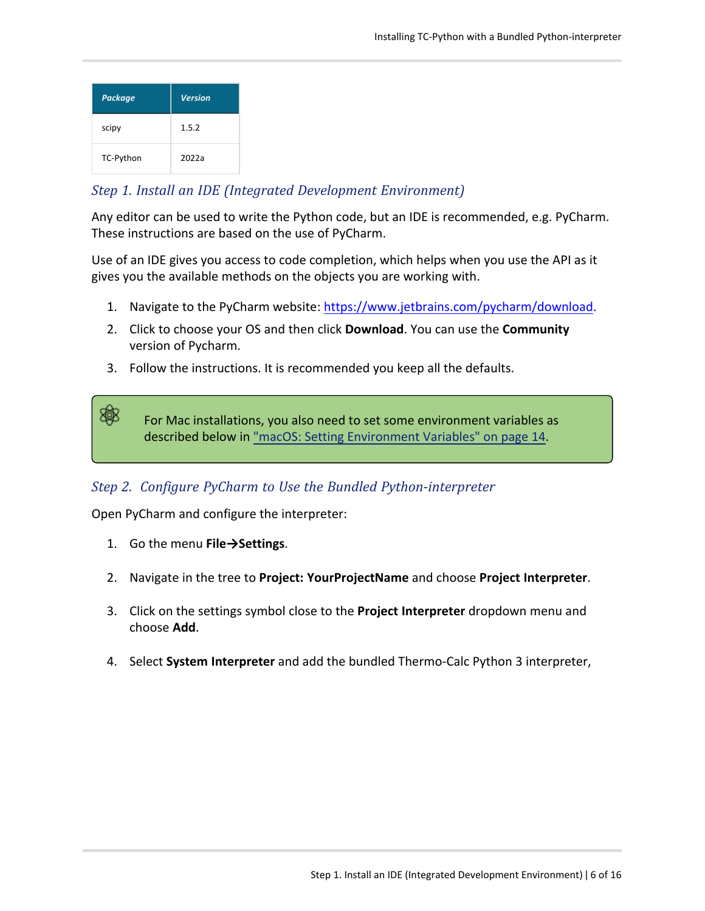| Package | Version |
|---|---|
| scipy | 1.5.2 |
| TC-Python | 2022a |

### Step 1. Install an IDE (Integrated Development Environment)

Any editor can be used to write the Python code, but an IDE is recommended, e.g. PyCharm. These instructions are based on the use of PyCharm.

Use of an IDE gives you access to code completion, which helps when you use the API as it gives you the available methods on the objects you are working with.

1. Navigate to the PyCharm website: https://www.jetbrains.com/pycharm/download.
2. Click to choose your OS and then click **Download**. You can use the **Community** version of Pycharm.
3. Follow the instructions. It is recommended you keep all the defaults.

> For Mac installations, you also need to set some environment variables as described below in "macOS: Setting Environment Variables" on page 14.

### Step 2. Configure PyCharm to Use the Bundled Python-interpreter

Open PyCharm and configure the interpreter:

1. Go the menu **File→Settings**.
2. Navigate in the tree to **Project: YourProjectName** and choose **Project Interpreter**.
3. Click on the settings symbol close to the **Project Interpreter** dropdown menu and choose **Add**.
4. Select **System Interpreter** and add the bundled Thermo-Calc Python 3 interpreter,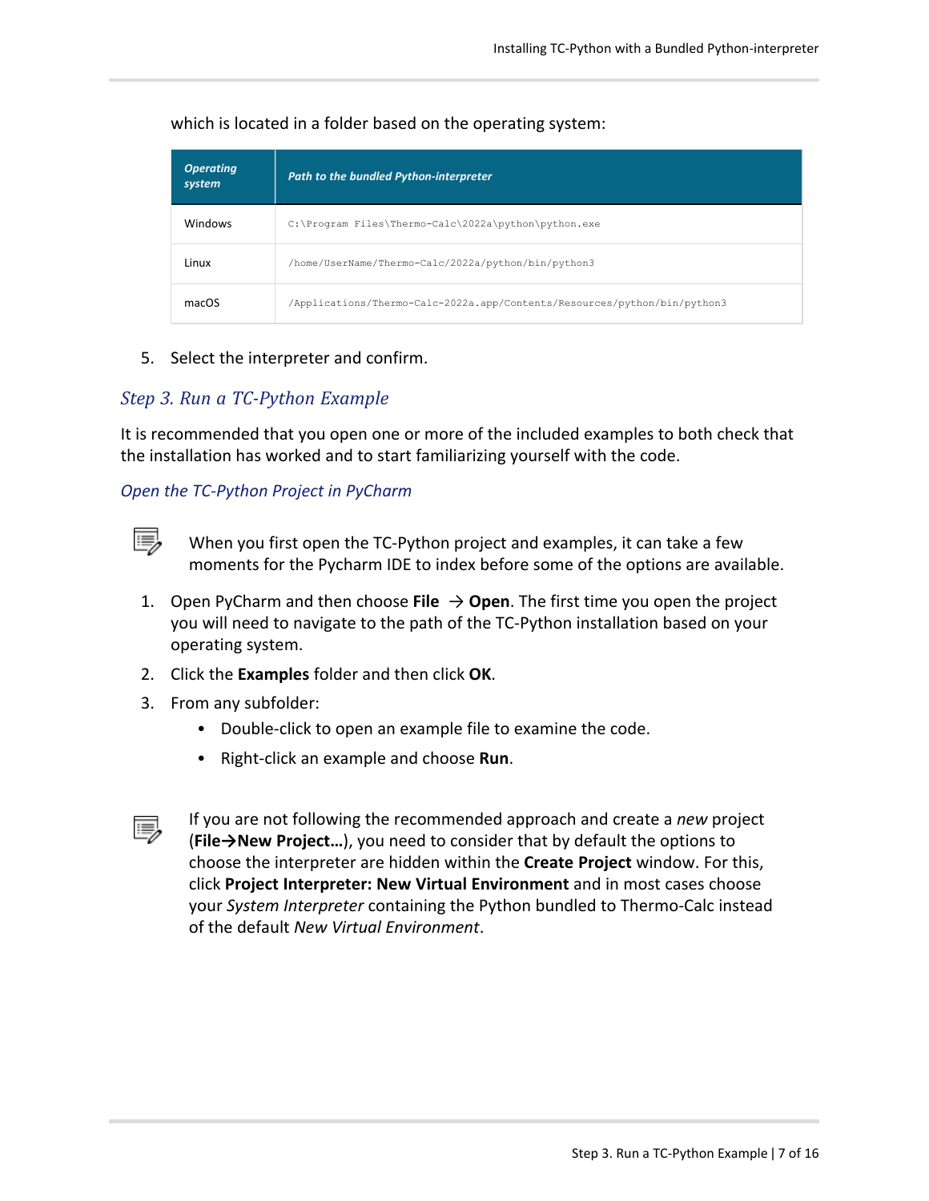which is located in a folder based on the operating system:

| *Operating system* | *Path to the bundled Python-interpreter* |
|---|---|
| Windows | `C:\Program Files\Thermo-Calc\2022a\python\python.exe` |
| Linux | `/home/UserName/Thermo-Calc/2022a/python/bin/python3` |
| macOS | `/Applications/Thermo-Calc-2022a.app/Contents/Resources/python/bin/python3` |

5. Select the interpreter and confirm.

## *Step 3. Run a TC-Python Example*

It is recommended that you open one or more of the included examples to both check that the installation has worked and to start familiarizing yourself with the code.

### *Open the TC-Python Project in PyCharm*

When you first open the TC-Python project and examples, it can take a few moments for the Pycharm IDE to index before some of the options are available.

1. Open PyCharm and then choose **File** → **Open**. The first time you open the project you will need to navigate to the path of the TC-Python installation based on your operating system.
2. Click the **Examples** folder and then click **OK**.
3. From any subfolder:
   - Double-click to open an example file to examine the code.
   - Right-click an example and choose **Run**.

If you are not following the recommended approach and create a *new* project (**File→New Project…**), you need to consider that by default the options to choose the interpreter are hidden within the **Create Project** window. For this, click **Project Interpreter: New Virtual Environment** and in most cases choose your *System Interpreter* containing the Python bundled to Thermo-Calc instead of the default *New Virtual Environment*.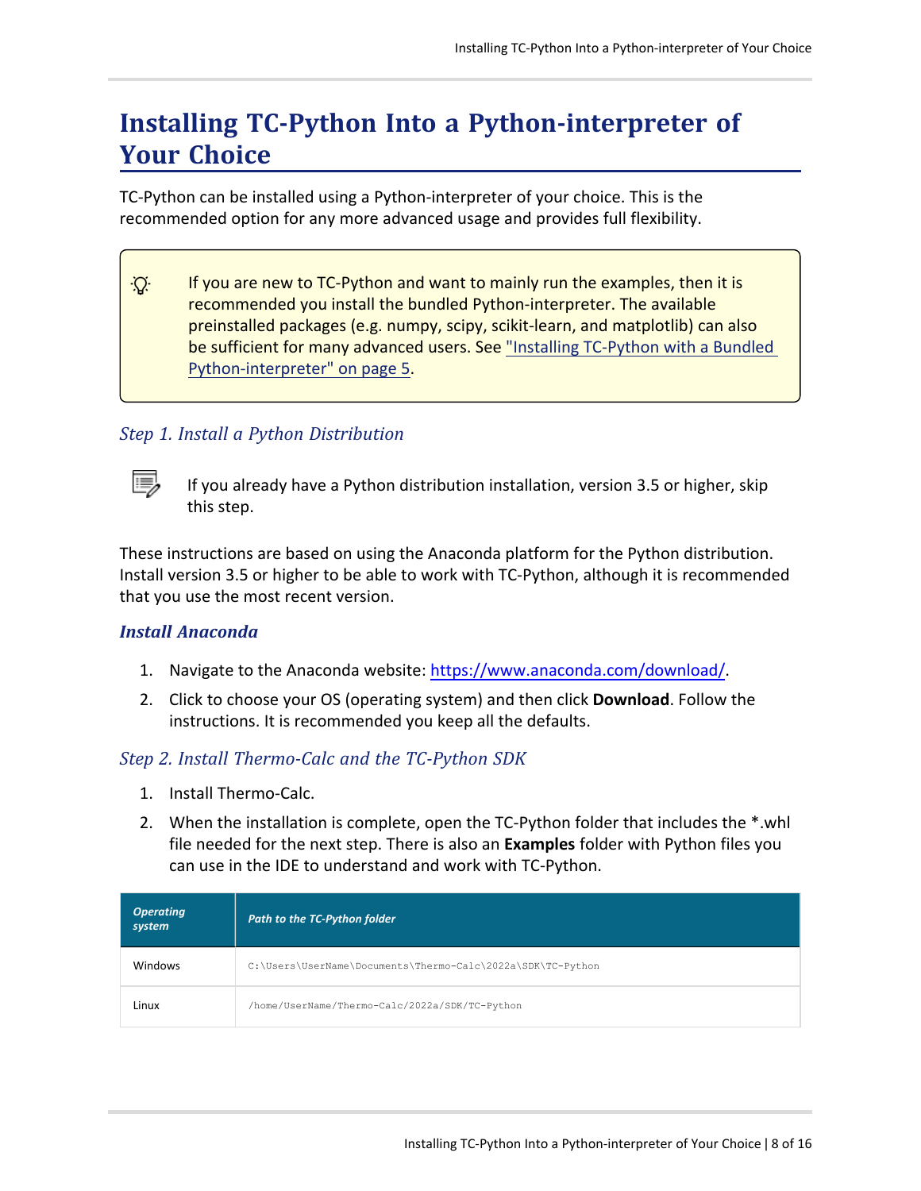# Installing TC-Python Into a Python-interpreter of Your Choice

TC-Python can be installed using a Python-interpreter of your choice. This is the recommended option for any more advanced usage and provides full flexibility.

> If you are new to TC-Python and want to mainly run the examples, then it is recommended you install the bundled Python-interpreter. The available preinstalled packages (e.g. numpy, scipy, scikit-learn, and matplotlib) can also be sufficient for many advanced users. See "Installing TC-Python with a Bundled Python-interpreter" on page 5.

## *Step 1. Install a Python Distribution*

> If you already have a Python distribution installation, version 3.5 or higher, skip this step.

These instructions are based on using the Anaconda platform for the Python distribution. Install version 3.5 or higher to be able to work with TC-Python, although it is recommended that you use the most recent version.

### *Install Anaconda*

1. Navigate to the Anaconda website: https://www.anaconda.com/download/.
2. Click to choose your OS (operating system) and then click **Download**. Follow the instructions. It is recommended you keep all the defaults.

## *Step 2. Install Thermo-Calc and the TC-Python SDK*

1. Install Thermo-Calc.
2. When the installation is complete, open the TC-Python folder that includes the *.whl file needed for the next step. There is also an **Examples** folder with Python files you can use in the IDE to understand and work with TC-Python.

| *Operating system* | *Path to the TC-Python folder* |
| --- | --- |
| Windows | `C:\Users\UserName\Documents\Thermo-Calc\2022a\SDK\TC-Python` |
| Linux | `/home/UserName/Thermo-Calc/2022a/SDK/TC-Python` |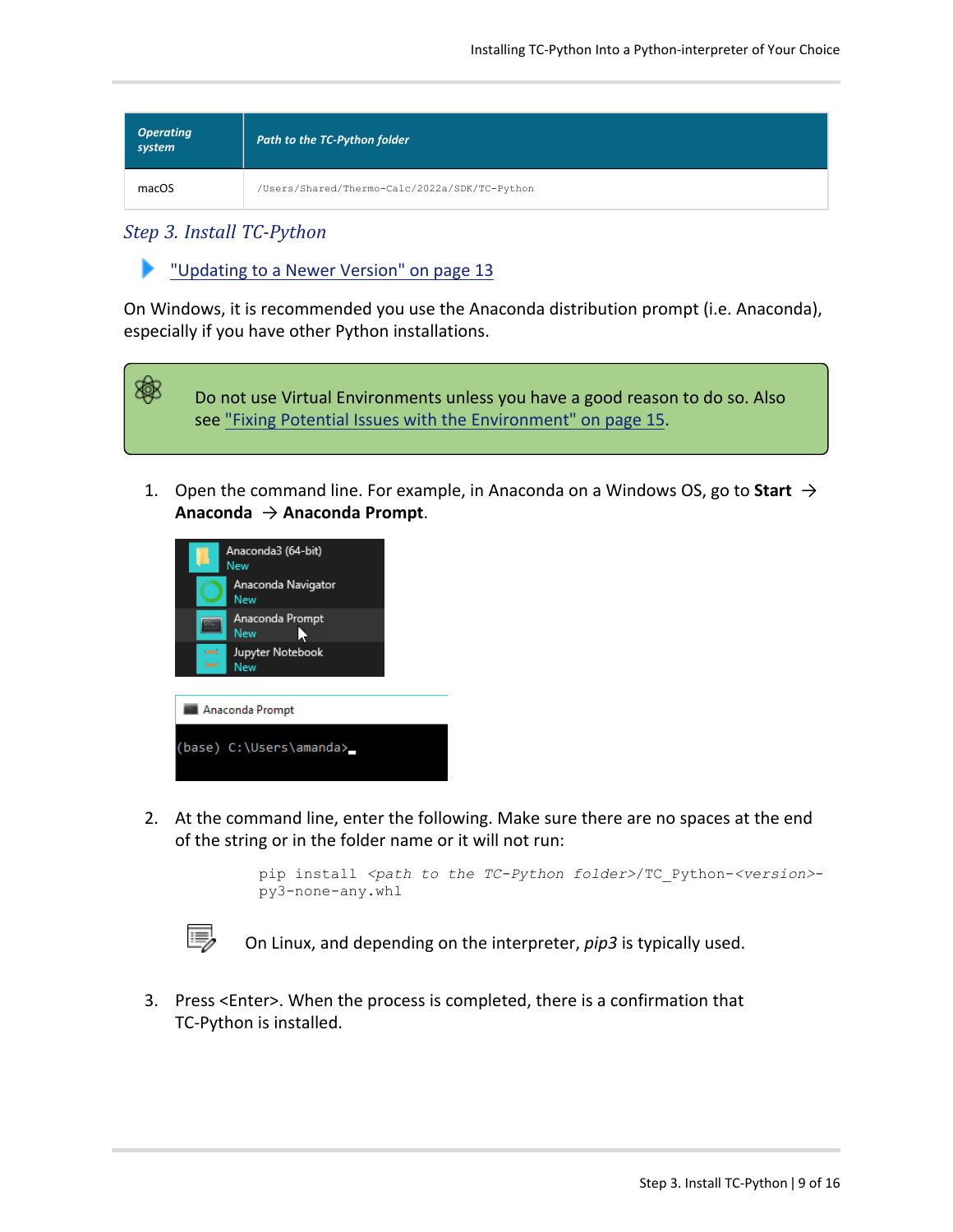| Operating system | Path to the TC-Python folder |
| --- | --- |
| macOS | /Users/Shared/Thermo-Calc/2022a/SDK/TC-Python |

## Step 3. Install TC-Python

"Updating to a Newer Version" on page 13

On Windows, it is recommended you use the Anaconda distribution prompt (i.e. Anaconda), especially if you have other Python installations.

> Do not use Virtual Environments unless you have a good reason to do so. Also see "Fixing Potential Issues with the Environment" on page 15.

1. Open the command line. For example, in Anaconda on a Windows OS, go to **Start** → **Anaconda** → **Anaconda Prompt**.

2. At the command line, enter the following. Make sure there are no spaces at the end of the string or in the folder name or it will not run:

   ```
   pip install <path to the TC-Python folder>/TC_Python-<version>-py3-none-any.whl
   ```

   On Linux, and depending on the interpreter, *pip3* is typically used.

3. Press <Enter>. When the process is completed, there is a confirmation that TC-Python is installed.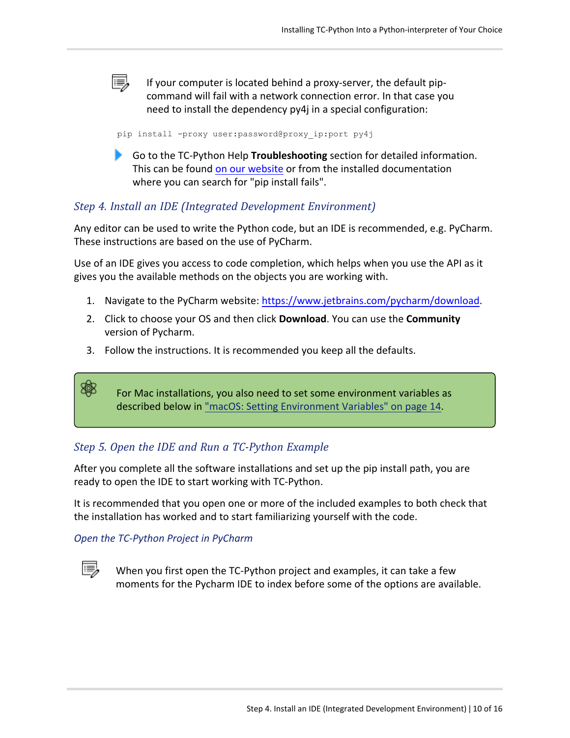If your computer is located behind a proxy-server, the default pip-command will fail with a network connection error. In that case you need to install the dependency py4j in a special configuration:

```
pip install -proxy user:password@proxy_ip:port py4j
```

Go to the TC-Python Help **Troubleshooting** section for detailed information. This can be found on our website or from the installed documentation where you can search for "pip install fails".

## *Step 4. Install an IDE (Integrated Development Environment)*

Any editor can be used to write the Python code, but an IDE is recommended, e.g. PyCharm. These instructions are based on the use of PyCharm.

Use of an IDE gives you access to code completion, which helps when you use the API as it gives you the available methods on the objects you are working with.

1. Navigate to the PyCharm website: https://www.jetbrains.com/pycharm/download.
2. Click to choose your OS and then click **Download**. You can use the **Community** version of Pycharm.
3. Follow the instructions. It is recommended you keep all the defaults.

For Mac installations, you also need to set some environment variables as described below in "macOS: Setting Environment Variables" on page 14.

## *Step 5. Open the IDE and Run a TC-Python Example*

After you complete all the software installations and set up the pip install path, you are ready to open the IDE to start working with TC-Python.

It is recommended that you open one or more of the included examples to both check that the installation has worked and to start familiarizing yourself with the code.

### *Open the TC-Python Project in PyCharm*

When you first open the TC-Python project and examples, it can take a few moments for the Pycharm IDE to index before some of the options are available.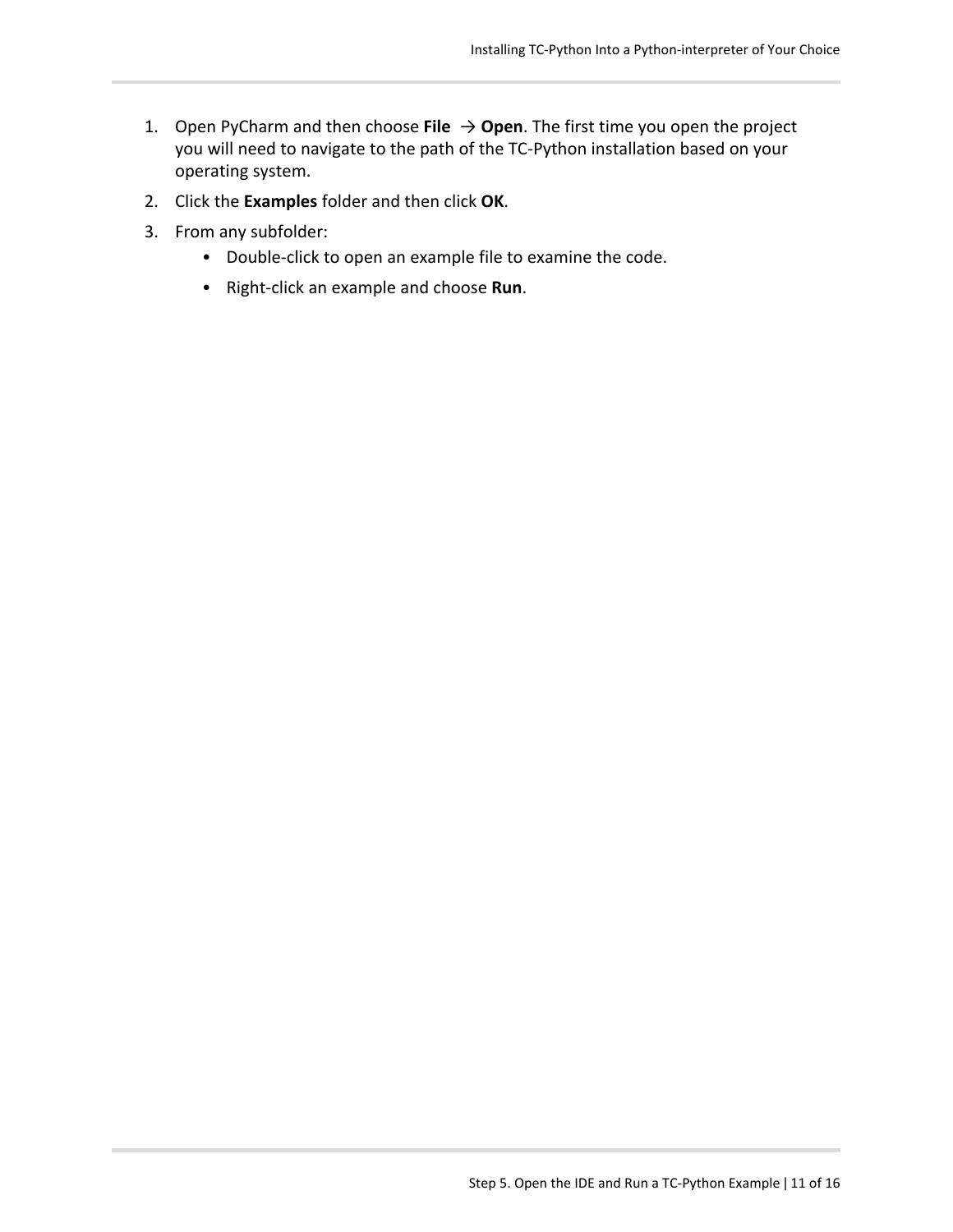1. Open PyCharm and then choose **File** → **Open**. The first time you open the project you will need to navigate to the path of the TC-Python installation based on your operating system.
2. Click the **Examples** folder and then click **OK**.
3. From any subfolder:
   - Double-click to open an example file to examine the code.
   - Right-click an example and choose **Run**.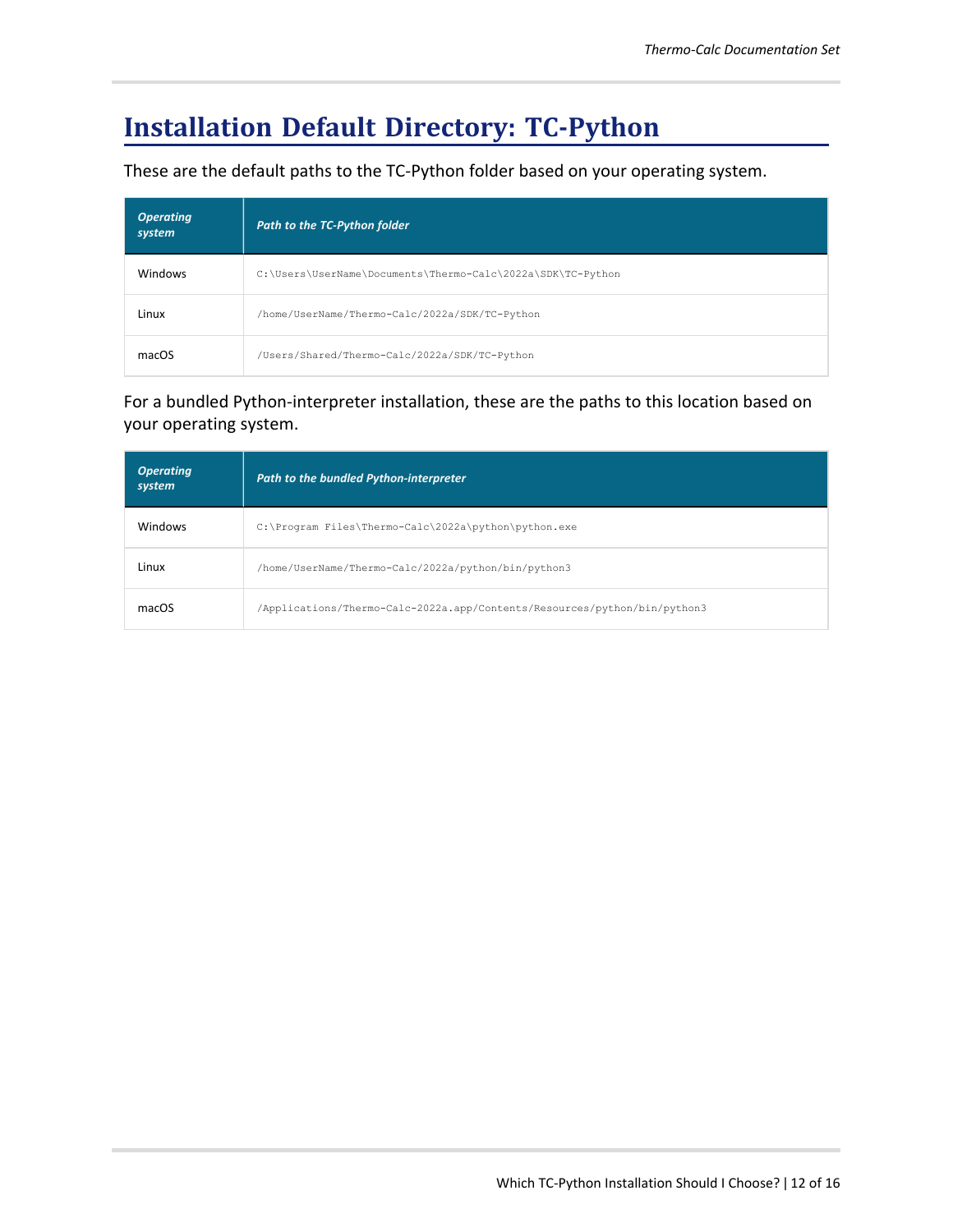# Installation Default Directory: TC-Python

These are the default paths to the TC-Python folder based on your operating system.

| *Operating system* | *Path to the TC-Python folder* |
|---|---|
| Windows | `C:\Users\UserName\Documents\Thermo-Calc\2022a\SDK\TC-Python` |
| Linux | `/home/UserName/Thermo-Calc/2022a/SDK/TC-Python` |
| macOS | `/Users/Shared/Thermo-Calc/2022a/SDK/TC-Python` |

For a bundled Python-interpreter installation, these are the paths to this location based on your operating system.

| *Operating system* | *Path to the bundled Python-interpreter* |
|---|---|
| Windows | `C:\Program Files\Thermo-Calc\2022a\python\python.exe` |
| Linux | `/home/UserName/Thermo-Calc/2022a/python/bin/python3` |
| macOS | `/Applications/Thermo-Calc-2022a.app/Contents/Resources/python/bin/python3` |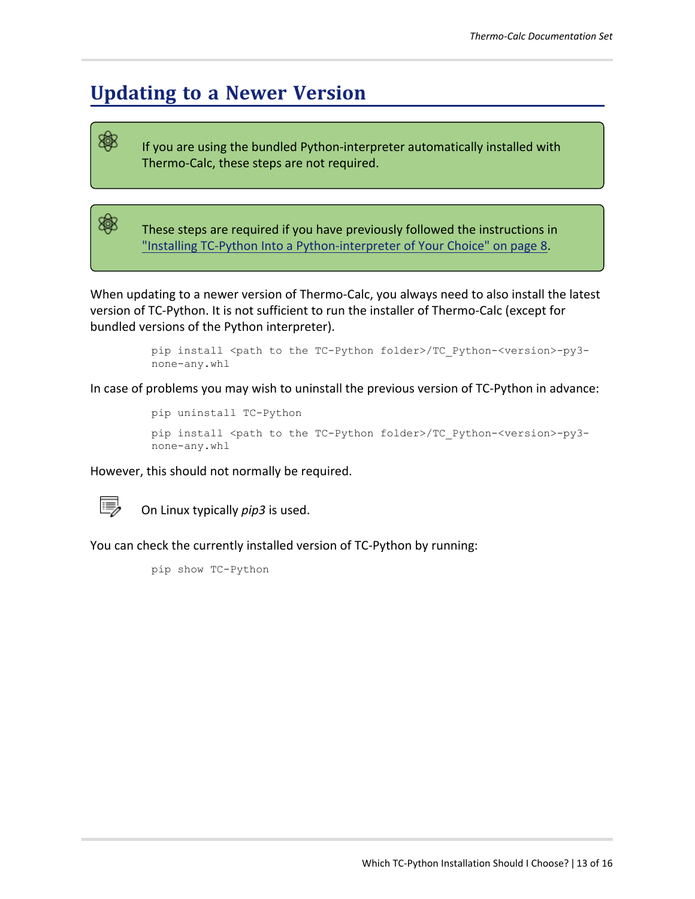# Updating to a Newer Version

> If you are using the bundled Python-interpreter automatically installed with Thermo-Calc, these steps are not required.

> These steps are required if you have previously followed the instructions in "Installing TC-Python Into a Python-interpreter of Your Choice" on page 8.

When updating to a newer version of Thermo-Calc, you always need to also install the latest version of TC-Python. It is not sufficient to run the installer of Thermo-Calc (except for bundled versions of the Python interpreter).

```
pip install <path to the TC-Python folder>/TC_Python-<version>-py3-none-any.whl
```

In case of problems you may wish to uninstall the previous version of TC-Python in advance:

```
pip uninstall TC-Python
pip install <path to the TC-Python folder>/TC_Python-<version>-py3-none-any.whl
```

However, this should not normally be required.

> On Linux typically *pip3* is used.

You can check the currently installed version of TC-Python by running:

```
pip show TC-Python
```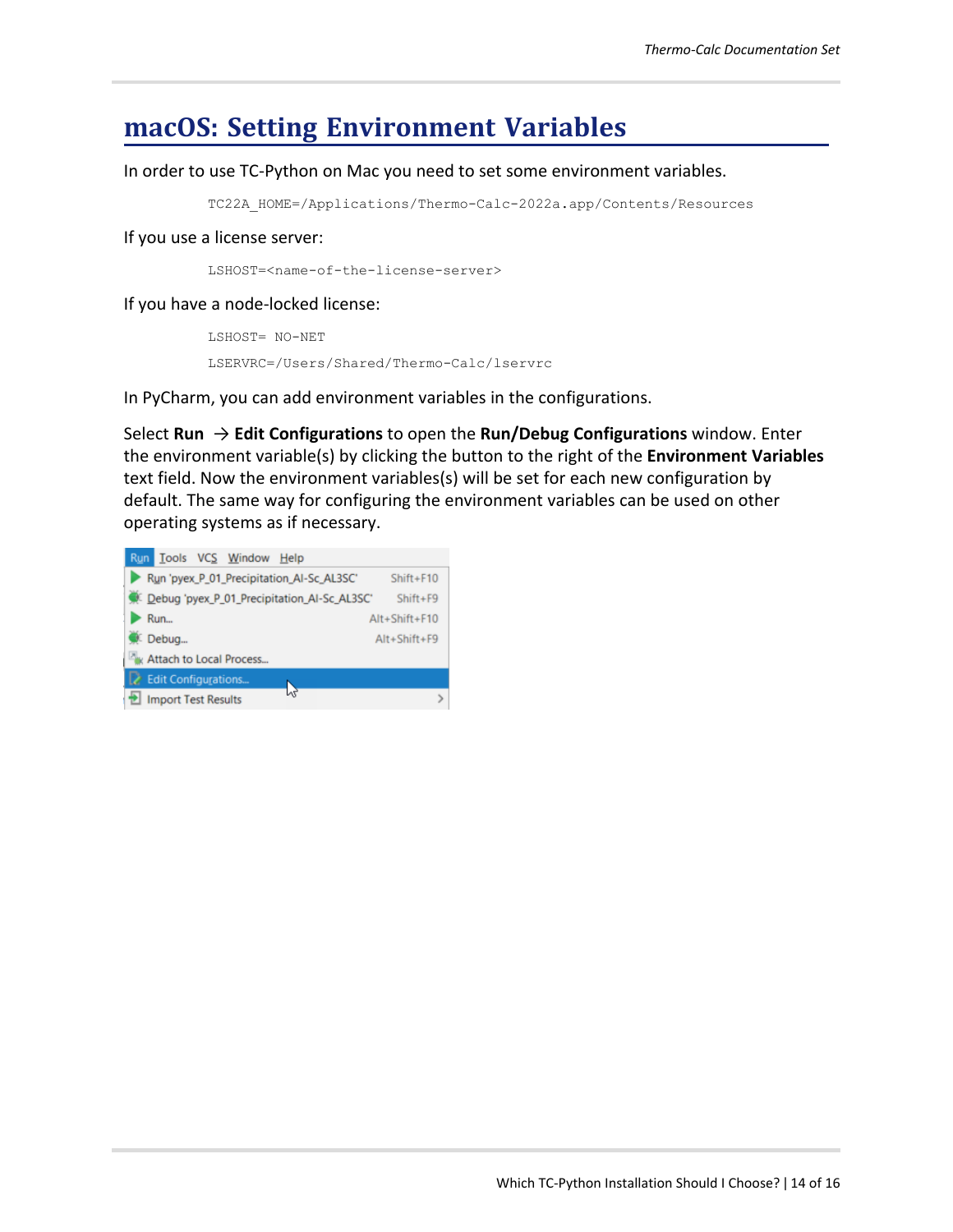# macOS: Setting Environment Variables

In order to use TC-Python on Mac you need to set some environment variables.

```
TC22A_HOME=/Applications/Thermo-Calc-2022a.app/Contents/Resources
```

If you use a license server:

```
LSHOST=<name-of-the-license-server>
```

If you have a node-locked license:

```
LSHOST= NO-NET
LSERVRC=/Users/Shared/Thermo-Calc/lservrc
```

In PyCharm, you can add environment variables in the configurations.

Select **Run** → **Edit Configurations** to open the **Run/Debug Configurations** window. Enter the environment variable(s) by clicking the button to the right of the **Environment Variables** text field. Now the environment variables(s) will be set for each new configuration by default. The same way for configuring the environment variables can be used on other operating systems as if necessary.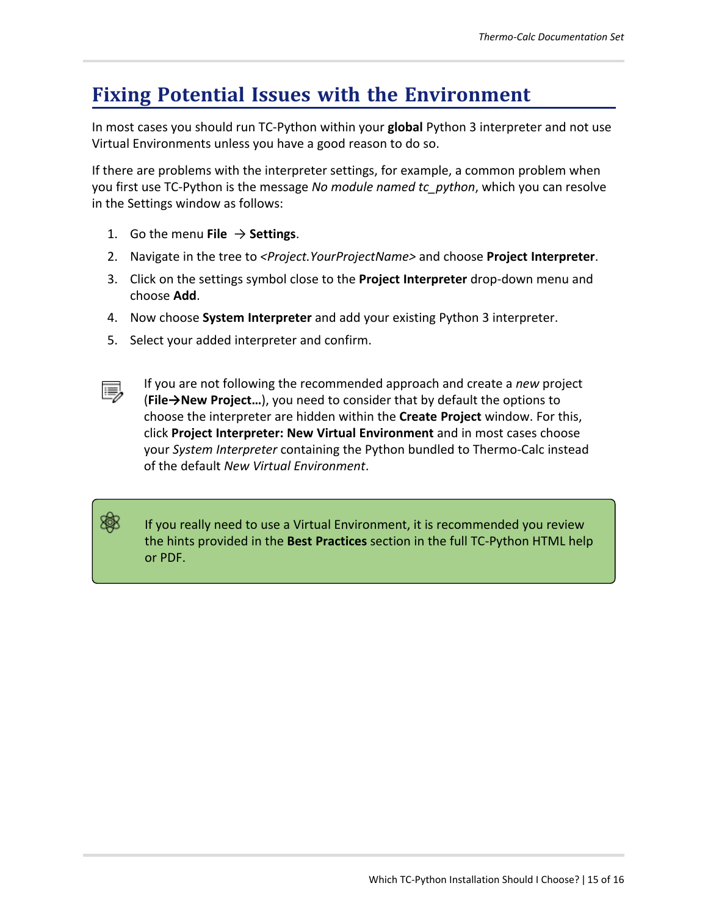# Fixing Potential Issues with the Environment

In most cases you should run TC-Python within your **global** Python 3 interpreter and not use Virtual Environments unless you have a good reason to do so.

If there are problems with the interpreter settings, for example, a common problem when you first use TC-Python is the message *No module named tc_python*, which you can resolve in the Settings window as follows:

1. Go the menu **File** → **Settings**.
2. Navigate in the tree to <*Project.YourProjectName*> and choose **Project Interpreter**.
3. Click on the settings symbol close to the **Project Interpreter** drop-down menu and choose **Add**.
4. Now choose **System Interpreter** and add your existing Python 3 interpreter.
5. Select your added interpreter and confirm.

If you are not following the recommended approach and create a *new* project (**File→New Project…**), you need to consider that by default the options to choose the interpreter are hidden within the **Create Project** window. For this, click **Project Interpreter: New Virtual Environment** and in most cases choose your *System Interpreter* containing the Python bundled to Thermo-Calc instead of the default *New Virtual Environment*.

If you really need to use a Virtual Environment, it is recommended you review the hints provided in the **Best Practices** section in the full TC-Python HTML help or PDF.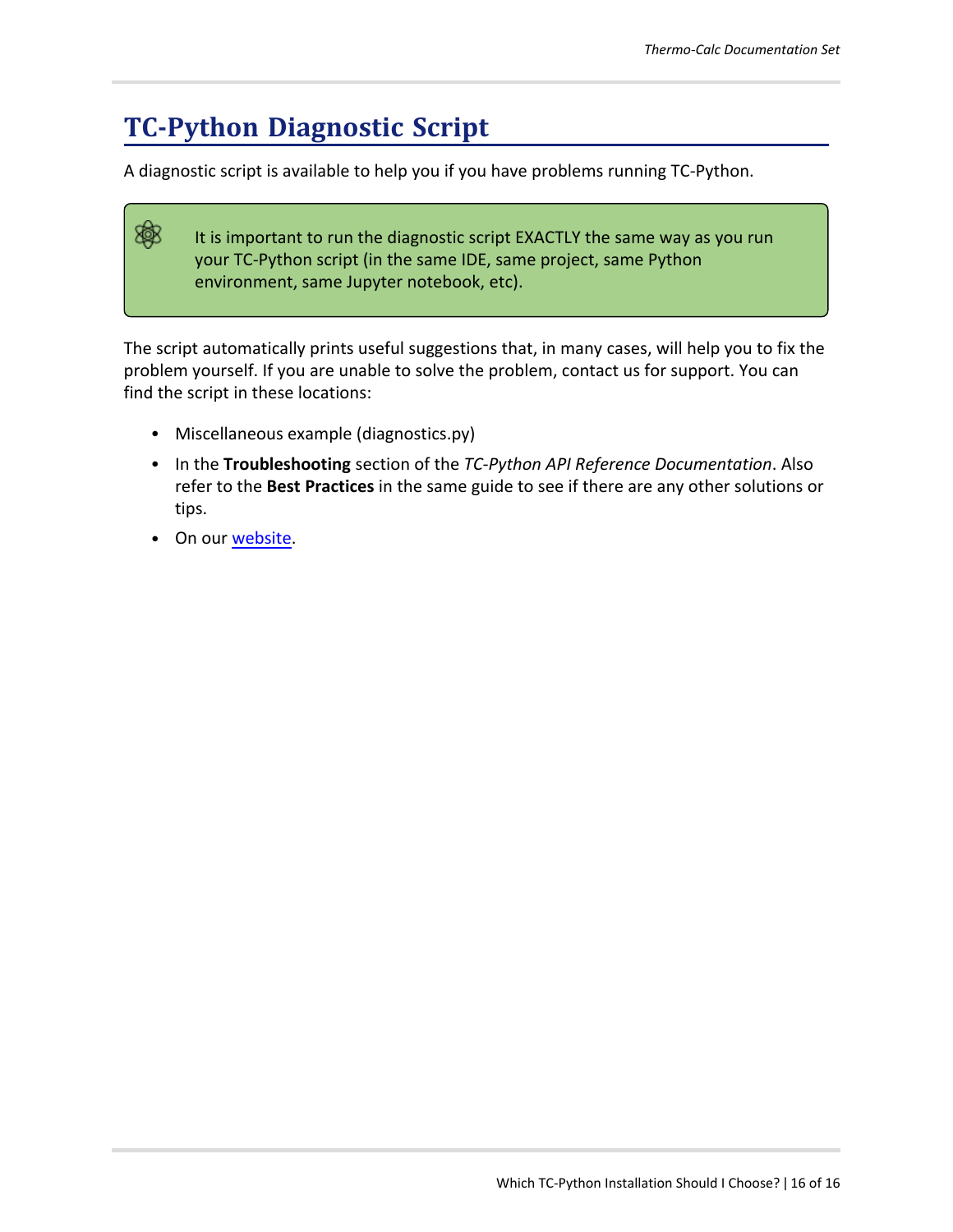# TC-Python Diagnostic Script

A diagnostic script is available to help you if you have problems running TC-Python.

> It is important to run the diagnostic script EXACTLY the same way as you run your TC-Python script (in the same IDE, same project, same Python environment, same Jupyter notebook, etc).

The script automatically prints useful suggestions that, in many cases, will help you to fix the problem yourself. If you are unable to solve the problem, contact us for support. You can find the script in these locations:

- Miscellaneous example (diagnostics.py)
- In the **Troubleshooting** section of the *TC-Python API Reference Documentation*. Also refer to the **Best Practices** in the same guide to see if there are any other solutions or tips.
- On our website.